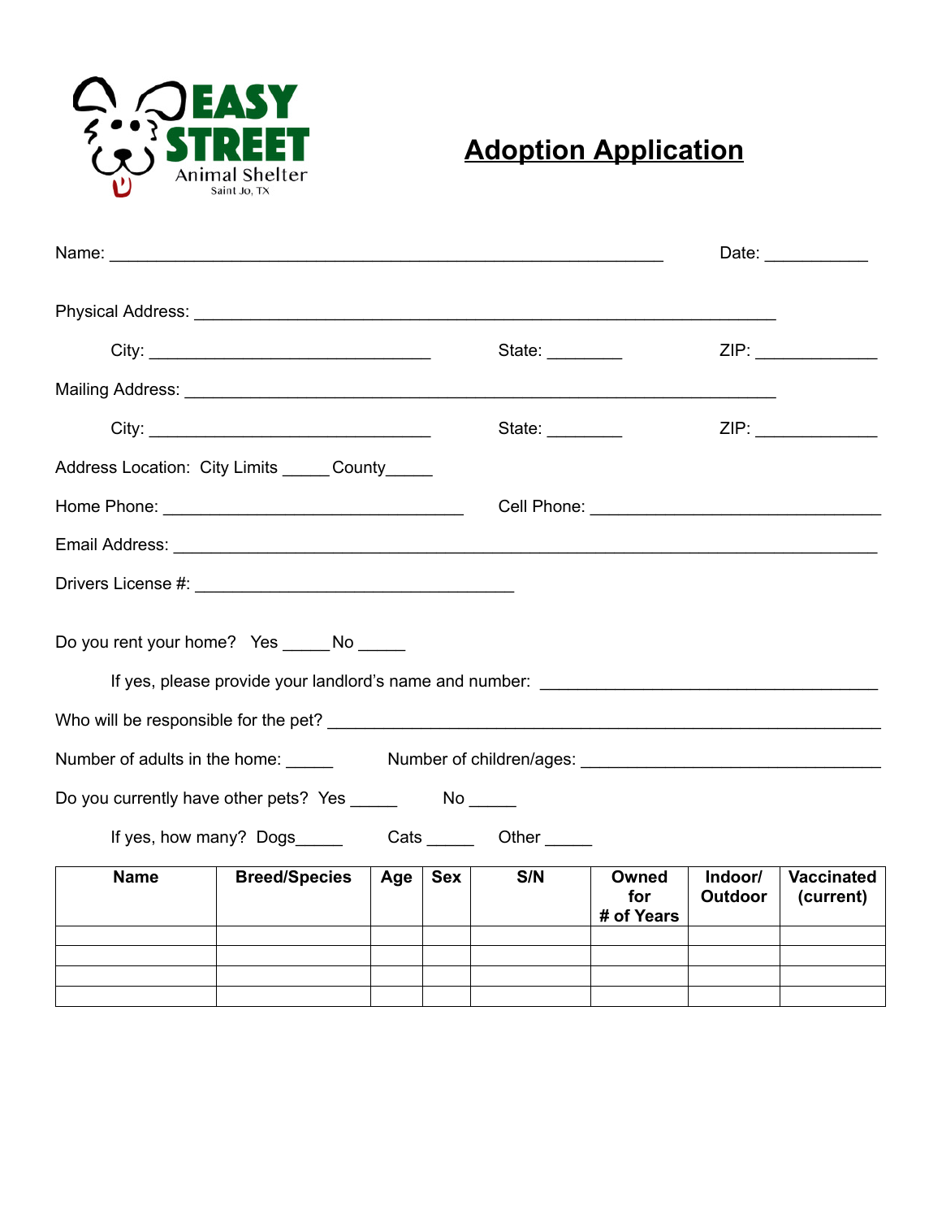EASY STREET Animal Shelter
Saint Jo, TX

# Adoption Application

Name: ____________________________________________________________ Date: ___________

Physical Address: ________________________________________________________________

City: _______________________________ State: ________ ZIP: _____________

Mailing Address: __________________________________________________________________

City: _______________________________ State: ________ ZIP: _____________

Address Location: City Limits _____ County_____

Home Phone: _________________________________ Cell Phone: _______________________________

Email Address: ______________________________________________________________________

Drivers License #: ___________________________________

Do you rent your home? Yes _____ No _____

If yes, please provide your landlord's name and number: _____________________________________

Who will be responsible for the pet? _____________________________________________________________

Number of adults in the home: _____ Number of children/ages: _________________________________

Do you currently have other pets? Yes _____ No _____

If yes, how many? Dogs_____ Cats _____ Other _____

| Name | Breed/Species | Age | Sex | S/N | Owned for # of Years | Indoor/ Outdoor | Vaccinated (current) |
|---|---|---|---|---|---|---|---|
| | | | | | | | |
| | | | | | | | |
| | | | | | | | |
| | | | | | | | |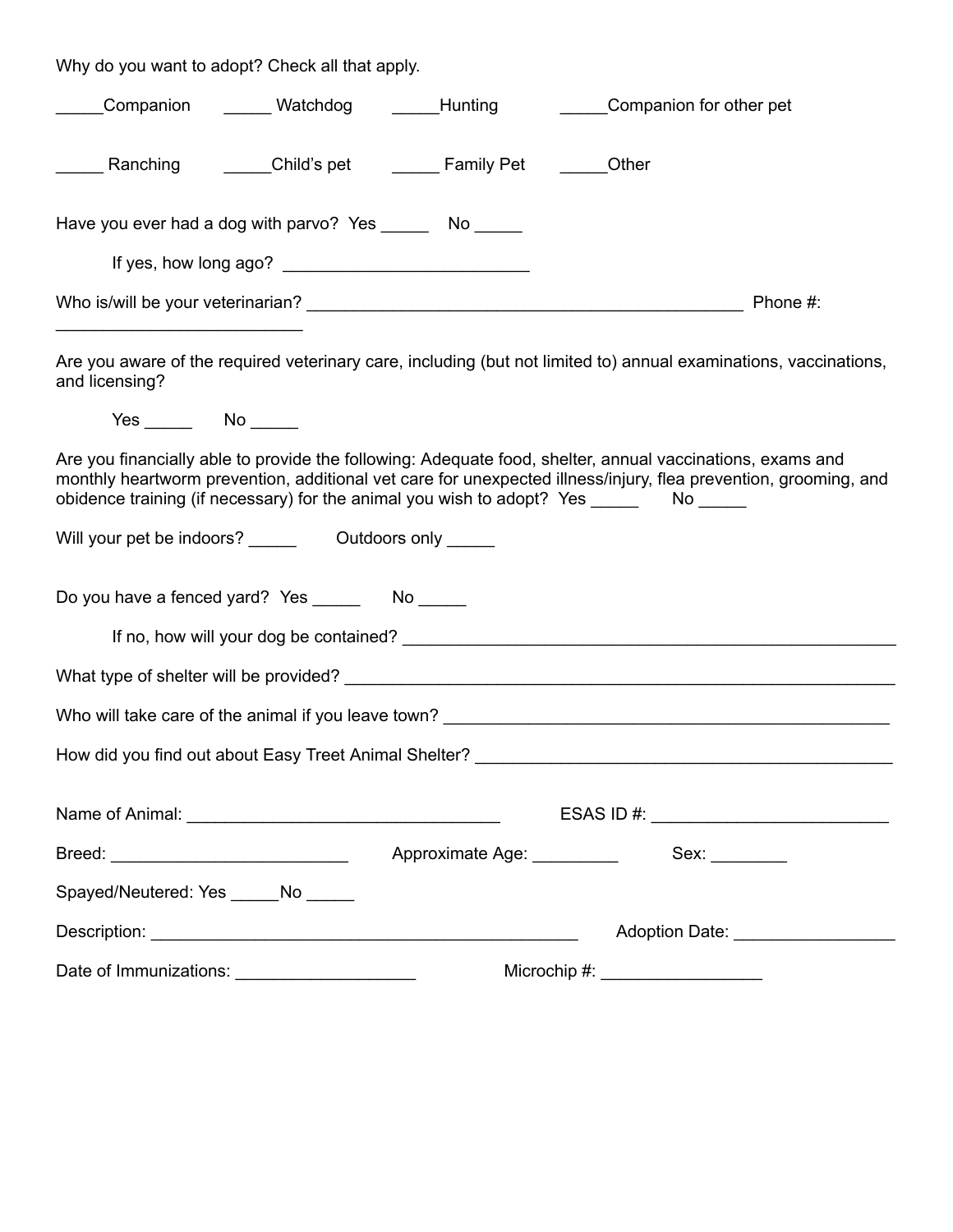Why do you want to adopt? Check all that apply.

_____Companion _____ Watchdog _____Hunting _____Companion for other pet

_____ Ranching _____Child's pet _____ Family Pet _____Other

Have you ever had a dog with parvo? Yes _____ No _____

If yes, how long ago? _________________________

Who is/will be your veterinarian? _______________________________________________ Phone #: __________________________

Are you aware of the required veterinary care, including (but not limited to) annual examinations, vaccinations, and licensing?

Yes _____ No _____

Are you financially able to provide the following: Adequate food, shelter, annual vaccinations, exams and monthly heartworm prevention, additional vet care for unexpected illness/injury, flea prevention, grooming, and obidence training (if necessary) for the animal you wish to adopt? Yes _____ No _____

Will your pet be indoors? _____ Outdoors only _____

Do you have a fenced yard? Yes _____ No _____

If no, how will your dog be contained? ______________________________________________________

What type of shelter will be provided? ______________________________________________________

Who will take care of the animal if you leave town? _________________________________________________

How did you find out about Easy Treet Animal Shelter? ______________________________________________

Name of Animal: _________________________________ ESAS ID #: _________________________

Breed: _________________________ Approximate Age: _________ Sex: ________

Spayed/Neutered: Yes _____No _____

Description: ______________________________________________ Adoption Date: _________________

Date of Immunizations: ___________________ Microchip #: _________________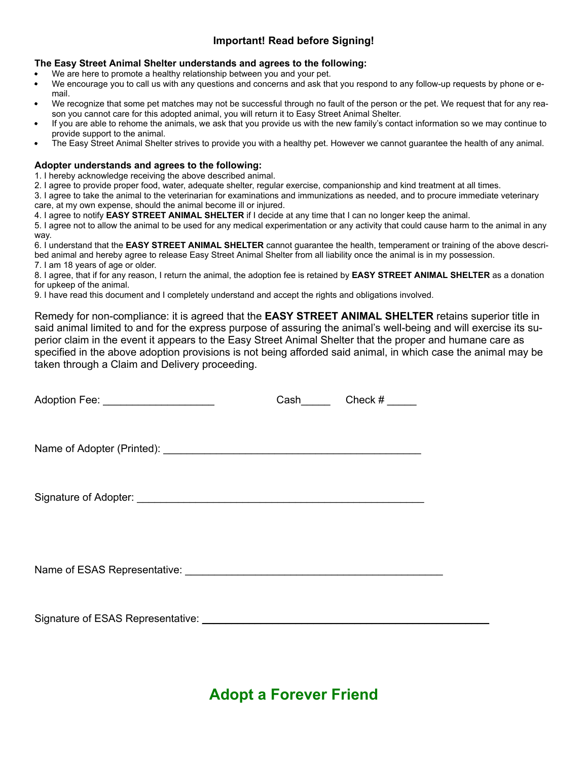## Important! Read before Signing!

**The Easy Street Animal Shelter understands and agrees to the following:**

- We are here to promote a healthy relationship between you and your pet.
- We encourage you to call us with any questions and concerns and ask that you respond to any follow-up requests by phone or e-mail.
- We recognize that some pet matches may not be successful through no fault of the person or the pet. We request that for any reason you cannot care for this adopted animal, you will return it to Easy Street Animal Shelter.
- If you are able to rehome the animals, we ask that you provide us with the new family's contact information so we may continue to provide support to the animal.
- The Easy Street Animal Shelter strives to provide you with a healthy pet. However we cannot guarantee the health of any animal.

**Adopter understands and agrees to the following:**

1. I hereby acknowledge receiving the above described animal.
2. I agree to provide proper food, water, adequate shelter, regular exercise, companionship and kind treatment at all times.
3. I agree to take the animal to the veterinarian for examinations and immunizations as needed, and to procure immediate veterinary care, at my own expense, should the animal become ill or injured.
4. I agree to notify **EASY STREET ANIMAL SHELTER** if I decide at any time that I can no longer keep the animal.
5. I agree not to allow the animal to be used for any medical experimentation or any activity that could cause harm to the animal in any way.
6. I understand that the **EASY STREET ANIMAL SHELTER** cannot guarantee the health, temperament or training of the above described animal and hereby agree to release Easy Street Animal Shelter from all liability once the animal is in my possession.
7. I am 18 years of age or older.
8. I agree, that if for any reason, I return the animal, the adoption fee is retained by **EASY STREET ANIMAL SHELTER** as a donation for upkeep of the animal.
9. I have read this document and I completely understand and accept the rights and obligations involved.

Remedy for non-compliance: it is agreed that the **EASY STREET ANIMAL SHELTER** retains superior title in said animal limited to and for the express purpose of assuring the animal's well-being and will exercise its superior claim in the event it appears to the Easy Street Animal Shelter that the proper and humane care as specified in the above adoption provisions is not being afforded said animal, in which case the animal may be taken through a Claim and Delivery proceeding.

Adoption Fee: __________________ Cash_____ Check # _____

Name of Adopter (Printed): ___________________________________________

Signature of Adopter: ________________________________________________

Name of ESAS Representative: ___________________________________________

Signature of ESAS Representative: ________________________________________________

## Adopt a Forever Friend